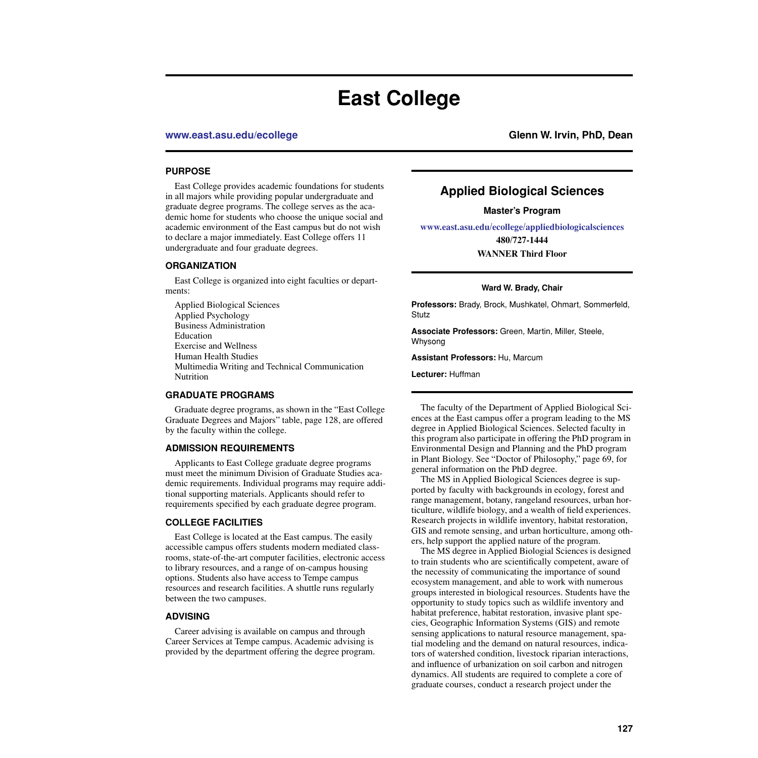# East College

**www.east.asu.edu/ecollege** — **Glenn W. Irvin, PhD, Dean**

### PURPOSE

East College provides academic foundations for students in all majors while providing popular undergraduate and graduate degree programs. The college serves as the academic home for students who choose the unique social and academic environment of the East campus but do not wish to declare a major immediately. East College offers 11 undergraduate and four graduate degrees.

### ORGANIZATION

East College is organized into eight faculties or departments:

Applied Biological Sciences
Applied Psychology
Business Administration
Education
Exercise and Wellness
Human Health Studies
Multimedia Writing and Technical Communication
Nutrition

### GRADUATE PROGRAMS

Graduate degree programs, as shown in the "East College Graduate Degrees and Majors" table, page 128, are offered by the faculty within the college.

### ADMISSION REQUIREMENTS

Applicants to East College graduate degree programs must meet the minimum Division of Graduate Studies academic requirements. Individual programs may require additional supporting materials. Applicants should refer to requirements specified by each graduate degree program.

### COLLEGE FACILITIES

East College is located at the East campus. The easily accessible campus offers students modern mediated classrooms, state-of-the-art computer facilities, electronic access to library resources, and a range of on-campus housing options. Students also have access to Tempe campus resources and research facilities. A shuttle runs regularly between the two campuses.

### ADVISING

Career advising is available on campus and through Career Services at Tempe campus. Academic advising is provided by the department offering the degree program.

## Applied Biological Sciences

**Master's Program**

**www.east.asu.edu/ecollege/appliedbiologicalsciences**
**480/727-1444**
**WANNER Third Floor**

**Ward W. Brady, Chair**

**Professors:** Brady, Brock, Mushkatel, Ohmart, Sommerfeld, Stutz

**Associate Professors:** Green, Martin, Miller, Steele, Whysong

**Assistant Professors:** Hu, Marcum

**Lecturer:** Huffman

The faculty of the Department of Applied Biological Sciences at the East campus offer a program leading to the MS degree in Applied Biological Sciences. Selected faculty in this program also participate in offering the PhD program in Environmental Design and Planning and the PhD program in Plant Biology. See "Doctor of Philosophy," page 69, for general information on the PhD degree.

The MS in Applied Biological Sciences degree is supported by faculty with backgrounds in ecology, forest and range management, botany, rangeland resources, urban horticulture, wildlife biology, and a wealth of field experiences. Research projects in wildlife inventory, habitat restoration, GIS and remote sensing, and urban horticulture, among others, help support the applied nature of the program.

The MS degree in Applied Biologial Sciences is designed to train students who are scientifically competent, aware of the necessity of communicating the importance of sound ecosystem management, and able to work with numerous groups interested in biological resources. Students have the opportunity to study topics such as wildlife inventory and habitat preference, habitat restoration, invasive plant species, Geographic Information Systems (GIS) and remote sensing applications to natural resource management, spatial modeling and the demand on natural resources, indicators of watershed condition, livestock riparian interactions, and influence of urbanization on soil carbon and nitrogen dynamics. All students are required to complete a core of graduate courses, conduct a research project under the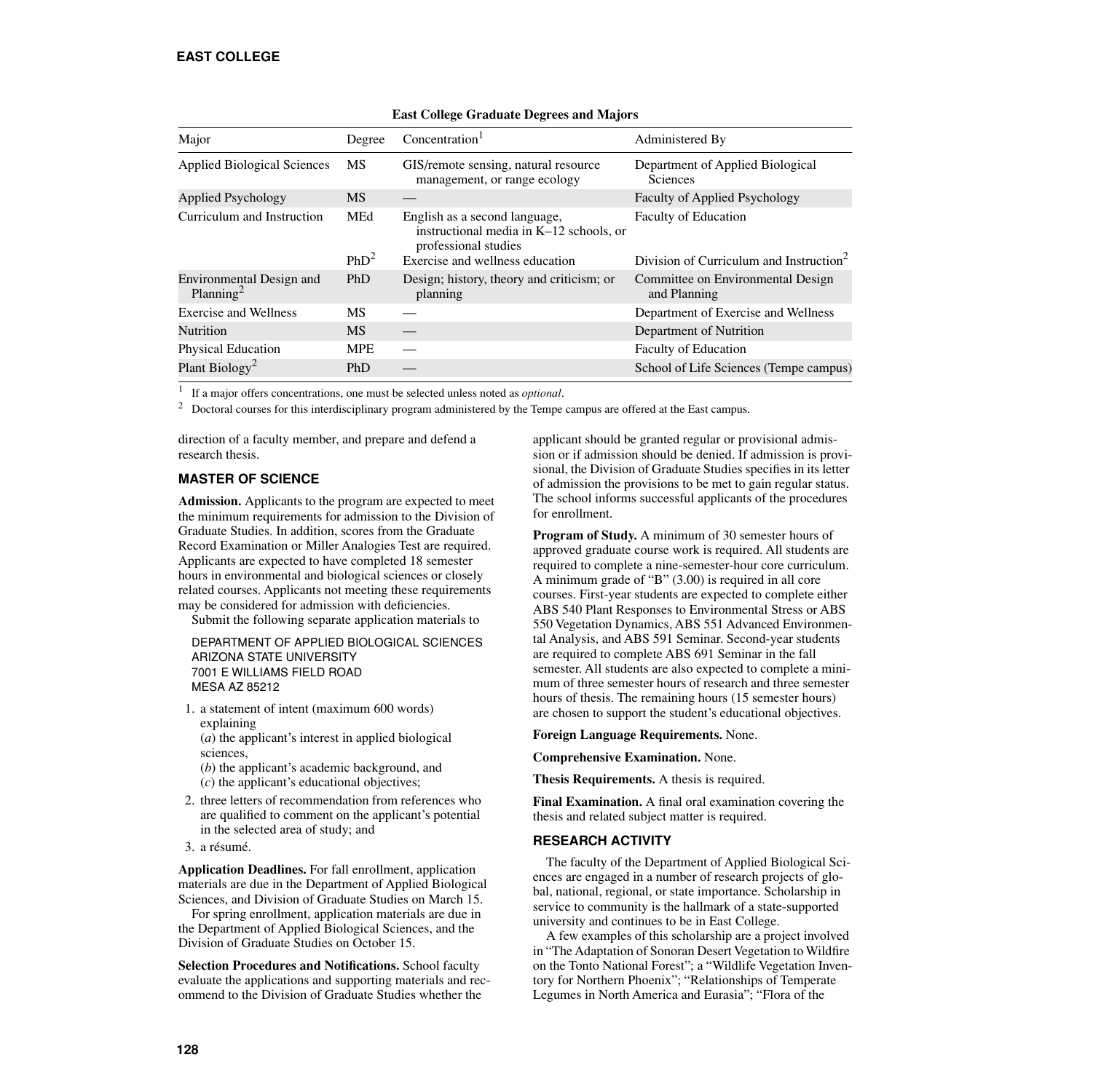**East College Graduate Degrees and Majors**

| Major | Degree | Concentration[1] | Administered By |
|---|---|---|---|
| Applied Biological Sciences | MS | GIS/remote sensing, natural resource management, or range ecology | Department of Applied Biological Sciences |
| Applied Psychology | MS | — | Faculty of Applied Psychology |
| Curriculum and Instruction | MEd | English as a second language, instructional media in K–12 schools, or professional studies | Faculty of Education |
| | PhD[2] | Exercise and wellness education | Division of Curriculum and Instruction[2] |
| Environmental Design and Planning[2] | PhD | Design; history, theory and criticism; or planning | Committee on Environmental Design and Planning |
| Exercise and Wellness | MS | — | Department of Exercise and Wellness |
| Nutrition | MS | — | Department of Nutrition |
| Physical Education | MPE | — | Faculty of Education |
| Plant Biology[2] | PhD | — | School of Life Sciences (Tempe campus) |

[1] If a major offers concentrations, one must be selected unless noted as *optional*.

[2] Doctoral courses for this interdisciplinary program administered by the Tempe campus are offered at the East campus.

direction of a faculty member, and prepare and defend a research thesis.

## MASTER OF SCIENCE

**Admission.** Applicants to the program are expected to meet the minimum requirements for admission to the Division of Graduate Studies. In addition, scores from the Graduate Record Examination or Miller Analogies Test are required. Applicants are expected to have completed 18 semester hours in environmental and biological sciences or closely related courses. Applicants not meeting these requirements may be considered for admission with deficiencies.

Submit the following separate application materials to

DEPARTMENT OF APPLIED BIOLOGICAL SCIENCES
ARIZONA STATE UNIVERSITY
7001 E WILLIAMS FIELD ROAD
MESA AZ 85212

1. a statement of intent (maximum 600 words) explaining
   (*a*) the applicant's interest in applied biological sciences,
   (*b*) the applicant's academic background, and
   (*c*) the applicant's educational objectives;
2. three letters of recommendation from references who are qualified to comment on the applicant's potential in the selected area of study; and
3. a résumé.

**Application Deadlines.** For fall enrollment, application materials are due in the Department of Applied Biological Sciences, and Division of Graduate Studies on March 15.

For spring enrollment, application materials are due in the Department of Applied Biological Sciences, and the Division of Graduate Studies on October 15.

**Selection Procedures and Notifications.** School faculty evaluate the applications and supporting materials and recommend to the Division of Graduate Studies whether the applicant should be granted regular or provisional admission or if admission should be denied. If admission is provisional, the Division of Graduate Studies specifies in its letter of admission the provisions to be met to gain regular status. The school informs successful applicants of the procedures for enrollment.

**Program of Study.** A minimum of 30 semester hours of approved graduate course work is required. All students are required to complete a nine-semester-hour core curriculum. A minimum grade of "B" (3.00) is required in all core courses. First-year students are expected to complete either ABS 540 Plant Responses to Environmental Stress or ABS 550 Vegetation Dynamics, ABS 551 Advanced Environmental Analysis, and ABS 591 Seminar. Second-year students are required to complete ABS 691 Seminar in the fall semester. All students are also expected to complete a minimum of three semester hours of research and three semester hours of thesis. The remaining hours (15 semester hours) are chosen to support the student's educational objectives.

**Foreign Language Requirements.** None.

**Comprehensive Examination.** None.

**Thesis Requirements.** A thesis is required.

**Final Examination.** A final oral examination covering the thesis and related subject matter is required.

## RESEARCH ACTIVITY

The faculty of the Department of Applied Biological Sciences are engaged in a number of research projects of global, national, regional, or state importance. Scholarship in service to community is the hallmark of a state-supported university and continues to be in East College.

A few examples of this scholarship are a project involved in "The Adaptation of Sonoran Desert Vegetation to Wildfire on the Tonto National Forest"; a "Wildlife Vegetation Inventory for Northern Phoenix"; "Relationships of Temperate Legumes in North America and Eurasia"; "Flora of the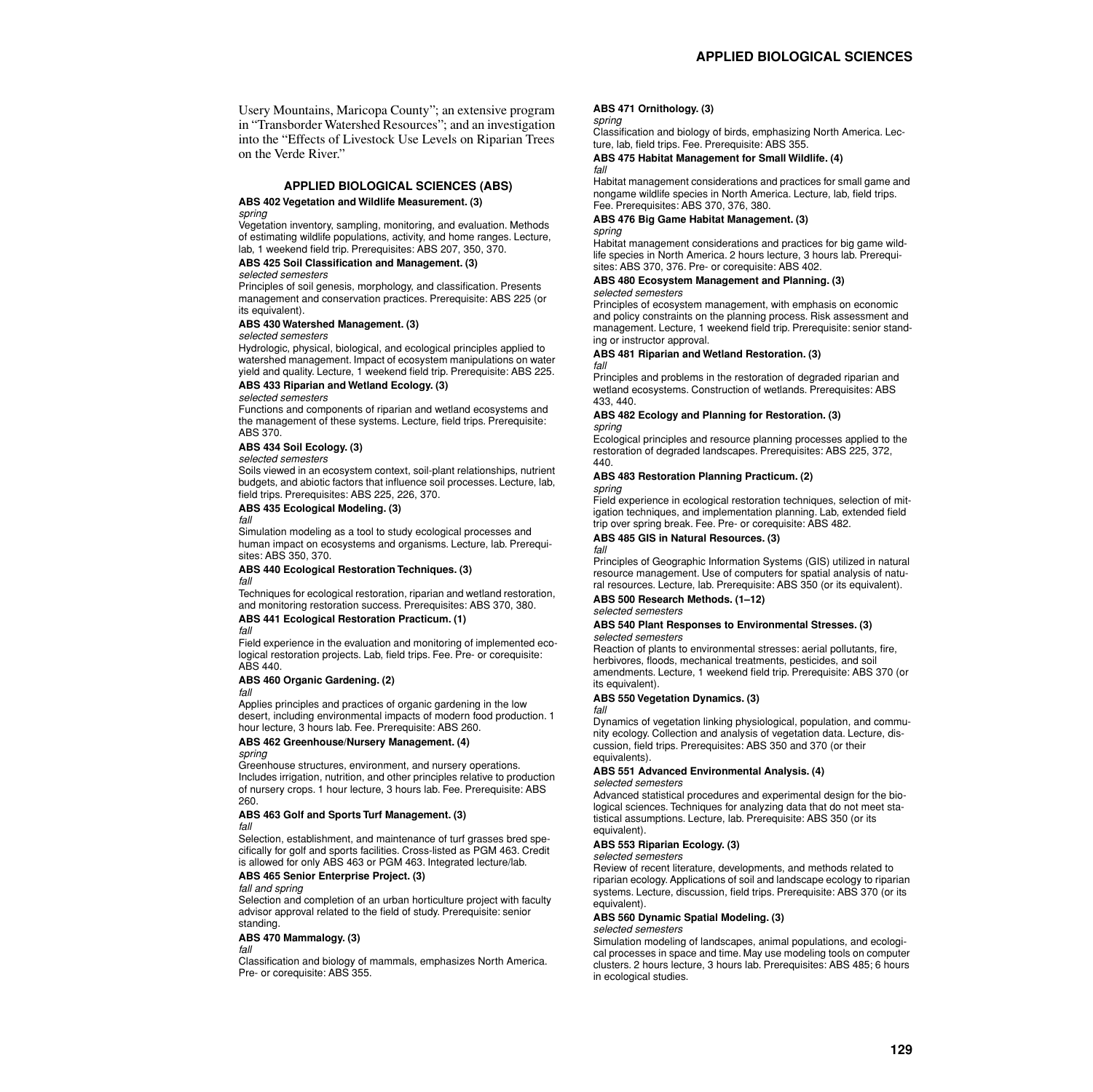Usery Mountains, Maricopa County"; an extensive program in "Transborder Watershed Resources"; and an investigation into the "Effects of Livestock Use Levels on Riparian Trees on the Verde River."

## APPLIED BIOLOGICAL SCIENCES (ABS)

**ABS 402 Vegetation and Wildlife Measurement. (3)**
*spring*
Vegetation inventory, sampling, monitoring, and evaluation. Methods of estimating wildlife populations, activity, and home ranges. Lecture, lab, 1 weekend field trip. Prerequisites: ABS 207, 350, 370.

**ABS 425 Soil Classification and Management. (3)**
*selected semesters*
Principles of soil genesis, morphology, and classification. Presents management and conservation practices. Prerequisite: ABS 225 (or its equivalent).

**ABS 430 Watershed Management. (3)**
*selected semesters*
Hydrologic, physical, biological, and ecological principles applied to watershed management. Impact of ecosystem manipulations on water yield and quality. Lecture, 1 weekend field trip. Prerequisite: ABS 225.

**ABS 433 Riparian and Wetland Ecology. (3)**
*selected semesters*
Functions and components of riparian and wetland ecosystems and the management of these systems. Lecture, field trips. Prerequisite: ABS 370.

**ABS 434 Soil Ecology. (3)**
*selected semesters*
Soils viewed in an ecosystem context, soil-plant relationships, nutrient budgets, and abiotic factors that influence soil processes. Lecture, lab, field trips. Prerequisites: ABS 225, 226, 370.

**ABS 435 Ecological Modeling. (3)**
*fall*
Simulation modeling as a tool to study ecological processes and human impact on ecosystems and organisms. Lecture, lab. Prerequisites: ABS 350, 370.

**ABS 440 Ecological Restoration Techniques. (3)**
*fall*
Techniques for ecological restoration, riparian and wetland restoration, and monitoring restoration success. Prerequisites: ABS 370, 380.

**ABS 441 Ecological Restoration Practicum. (1)**
*fall*
Field experience in the evaluation and monitoring of implemented ecological restoration projects. Lab, field trips. Fee. Pre- or corequisite: ABS 440.

**ABS 460 Organic Gardening. (2)**
*fall*
Applies principles and practices of organic gardening in the low desert, including environmental impacts of modern food production. 1 hour lecture, 3 hours lab. Fee. Prerequisite: ABS 260.

**ABS 462 Greenhouse/Nursery Management. (4)**
*spring*
Greenhouse structures, environment, and nursery operations. Includes irrigation, nutrition, and other principles relative to production of nursery crops. 1 hour lecture, 3 hours lab. Fee. Prerequisite: ABS 260.

**ABS 463 Golf and Sports Turf Management. (3)**
*fall*
Selection, establishment, and maintenance of turf grasses bred specifically for golf and sports facilities. Cross-listed as PGM 463. Credit is allowed for only ABS 463 or PGM 463. Integrated lecture/lab.

**ABS 465 Senior Enterprise Project. (3)**
*fall and spring*
Selection and completion of an urban horticulture project with faculty advisor approval related to the field of study. Prerequisite: senior standing.

**ABS 470 Mammalogy. (3)**
*fall*
Classification and biology of mammals, emphasizes North America. Pre- or corequisite: ABS 355.

**ABS 471 Ornithology. (3)**
*spring*
Classification and biology of birds, emphasizing North America. Lecture, lab, field trips. Fee. Prerequisite: ABS 355.

**ABS 475 Habitat Management for Small Wildlife. (4)**
*fall*
Habitat management considerations and practices for small game and nongame wildlife species in North America. Lecture, lab, field trips. Fee. Prerequisites: ABS 370, 376, 380.

**ABS 476 Big Game Habitat Management. (3)**
*spring*
Habitat management considerations and practices for big game wildlife species in North America. 2 hours lecture, 3 hours lab. Prerequisites: ABS 370, 376. Pre- or corequisite: ABS 402.

**ABS 480 Ecosystem Management and Planning. (3)**
*selected semesters*
Principles of ecosystem management, with emphasis on economic and policy constraints on the planning process. Risk assessment and management. Lecture, 1 weekend field trip. Prerequisite: senior standing or instructor approval.

**ABS 481 Riparian and Wetland Restoration. (3)**
*fall*
Principles and problems in the restoration of degraded riparian and wetland ecosystems. Construction of wetlands. Prerequisites: ABS 433, 440.

**ABS 482 Ecology and Planning for Restoration. (3)**
*spring*
Ecological principles and resource planning processes applied to the restoration of degraded landscapes. Prerequisites: ABS 225, 372, 440.

**ABS 483 Restoration Planning Practicum. (2)**
*spring*
Field experience in ecological restoration techniques, selection of mitigation techniques, and implementation planning. Lab, extended field trip over spring break. Fee. Pre- or corequisite: ABS 482.

**ABS 485 GIS in Natural Resources. (3)**
*fall*
Principles of Geographic Information Systems (GIS) utilized in natural resource management. Use of computers for spatial analysis of natural resources. Lecture, lab. Prerequisite: ABS 350 (or its equivalent).

**ABS 500 Research Methods. (1–12)**
*selected semesters*

**ABS 540 Plant Responses to Environmental Stresses. (3)**
*selected semesters*
Reaction of plants to environmental stresses: aerial pollutants, fire, herbivores, floods, mechanical treatments, pesticides, and soil amendments. Lecture, 1 weekend field trip. Prerequisite: ABS 370 (or its equivalent).

**ABS 550 Vegetation Dynamics. (3)**
*fall*
Dynamics of vegetation linking physiological, population, and community ecology. Collection and analysis of vegetation data. Lecture, discussion, field trips. Prerequisites: ABS 350 and 370 (or their equivalents).

**ABS 551 Advanced Environmental Analysis. (4)**
*selected semesters*
Advanced statistical procedures and experimental design for the biological sciences. Techniques for analyzing data that do not meet statistical assumptions. Lecture, lab. Prerequisite: ABS 350 (or its equivalent).

**ABS 553 Riparian Ecology. (3)**
*selected semesters*
Review of recent literature, developments, and methods related to riparian ecology. Applications of soil and landscape ecology to riparian systems. Lecture, discussion, field trips. Prerequisite: ABS 370 (or its equivalent).

**ABS 560 Dynamic Spatial Modeling. (3)**
*selected semesters*
Simulation modeling of landscapes, animal populations, and ecological processes in space and time. May use modeling tools on computer clusters. 2 hours lecture, 3 hours lab. Prerequisites: ABS 485; 6 hours in ecological studies.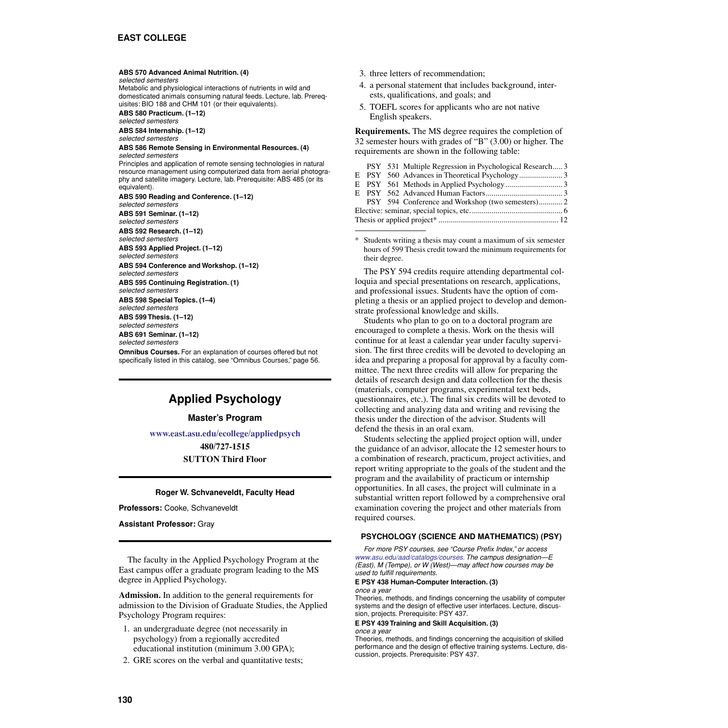**ABS 570 Advanced Animal Nutrition. (4)**
*selected semesters*
Metabolic and physiological interactions of nutrients in wild and domesticated animals consuming natural feeds. Lecture, lab. Prerequisites: BIO 188 and CHM 101 (or their equivalents).

**ABS 580 Practicum. (1–12)**
*selected semesters*

**ABS 584 Internship. (1–12)**
*selected semesters*

**ABS 586 Remote Sensing in Environmental Resources. (4)**
*selected semesters*
Principles and application of remote sensing technologies in natural resource management using computerized data from aerial photography and satellite imagery. Lecture, lab. Prerequisite: ABS 485 (or its equivalent).

**ABS 590 Reading and Conference. (1–12)**
*selected semesters*

**ABS 591 Seminar. (1–12)**
*selected semesters*

**ABS 592 Research. (1–12)**
*selected semesters*

**ABS 593 Applied Project. (1–12)**
*selected semesters*

**ABS 594 Conference and Workshop. (1–12)**
*selected semesters*

**ABS 595 Continuing Registration. (1)**
*selected semesters*

**ABS 598 Special Topics. (1–4)**
*selected semesters*

**ABS 599 Thesis. (1–12)**
*selected semesters*

**ABS 691 Seminar. (1–12)**
*selected semesters*

**Omnibus Courses.** For an explanation of courses offered but not specifically listed in this catalog, see "Omnibus Courses," page 56.

# Applied Psychology

## Master's Program

www.east.asu.edu/ecollege/appliedpsych

**480/727-1515**

**SUTTON Third Floor**

**Roger W. Schvaneveldt, Faculty Head**

**Professors:** Cooke, Schvaneveldt

**Assistant Professor:** Gray

The faculty in the Applied Psychology Program at the East campus offer a graduate program leading to the MS degree in Applied Psychology.

**Admission.** In addition to the general requirements for admission to the Division of Graduate Studies, the Applied Psychology Program requires:

1. an undergraduate degree (not necessarily in psychology) from a regionally accredited educational institution (minimum 3.00 GPA);
2. GRE scores on the verbal and quantitative tests;
3. three letters of recommendation;
4. a personal statement that includes background, interests, qualifications, and goals; and
5. TOEFL scores for applicants who are not native English speakers.

**Requirements.** The MS degree requires the completion of 32 semester hours with grades of "B" (3.00) or higher. The requirements are shown in the following table:

| | | | | |
|---|---|---|---|---|
| | PSY | 531 | Multiple Regression in Psychological Research | 3 |
| E | PSY | 560 | Advances in Theoretical Psychology | 3 |
| E | PSY | 561 | Methods in Applied Psychology | 3 |
| E | PSY | 562 | Advanced Human Factors | 3 |
| | PSY | 594 | Conference and Workshop (two semesters) | 2 |
| Elective: seminar, special topics, etc. | | | | 6 |
| Thesis or applied project* | | | | 12 |

\* Students writing a thesis may count a maximum of six semester hours of 599 Thesis credit toward the minimum requirements for their degree.

The PSY 594 credits require attending departmental colloquia and special presentations on research, applications, and professional issues. Students have the option of completing a thesis or an applied project to develop and demonstrate professional knowledge and skills.

Students who plan to go on to a doctoral program are encouraged to complete a thesis. Work on the thesis will continue for at least a calendar year under faculty supervision. The first three credits will be devoted to developing an idea and preparing a proposal for approval by a faculty committee. The next three credits will allow for preparing the details of research design and data collection for the thesis (materials, computer programs, experimental text beds, questionnaires, etc.). The final six credits will be devoted to collecting and analyzing data and writing and revising the thesis under the direction of the advisor. Students will defend the thesis in an oral exam.

Students selecting the applied project option will, under the guidance of an advisor, allocate the 12 semester hours to a combination of research, practicum, project activities, and report writing appropriate to the goals of the student and the program and the availability of practicum or internship opportunities. In all cases, the project will culminate in a substantial written report followed by a comprehensive oral examination covering the project and other materials from required courses.

### PSYCHOLOGY (SCIENCE AND MATHEMATICS) (PSY)

*For more PSY courses, see "Course Prefix Index," or access www.asu.edu/aad/catalogs/courses. The campus designation—E (East), M (Tempe), or W (West)—may affect how courses may be used to fulfill requirements.*

**E PSY 438 Human-Computer Interaction. (3)**
*once a year*
Theories, methods, and findings concerning the usability of computer systems and the design of effective user interfaces. Lecture, discussion, projects. Prerequisite: PSY 437.

**E PSY 439 Training and Skill Acquisition. (3)**
*once a year*
Theories, methods, and findings concerning the acquisition of skilled performance and the design of effective training systems. Lecture, discussion, projects. Prerequisite: PSY 437.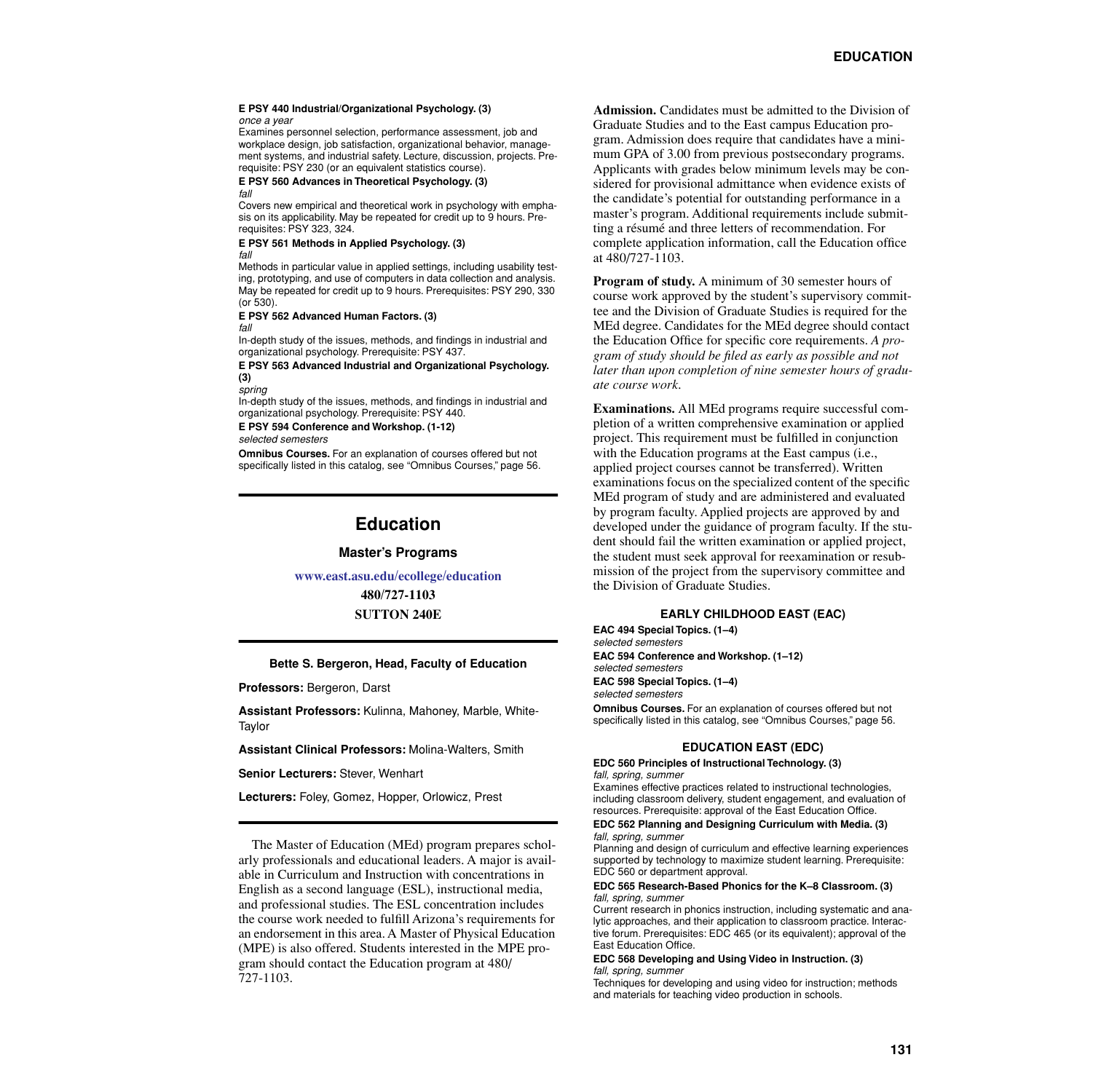**E PSY 440 Industrial/Organizational Psychology. (3)**
*once a year*
Examines personnel selection, performance assessment, job and workplace design, job satisfaction, organizational behavior, management systems, and industrial safety. Lecture, discussion, projects. Prerequisite: PSY 230 (or an equivalent statistics course).

**E PSY 560 Advances in Theoretical Psychology. (3)**
*fall*
Covers new empirical and theoretical work in psychology with emphasis on its applicability. May be repeated for credit up to 9 hours. Prerequisites: PSY 323, 324.

**E PSY 561 Methods in Applied Psychology. (3)**
*fall*
Methods in particular value in applied settings, including usability testing, prototyping, and use of computers in data collection and analysis. May be repeated for credit up to 9 hours. Prerequisites: PSY 290, 330 (or 530).

**E PSY 562 Advanced Human Factors. (3)**
*fall*
In-depth study of the issues, methods, and findings in industrial and organizational psychology. Prerequisite: PSY 437.

**E PSY 563 Advanced Industrial and Organizational Psychology. (3)**
*spring*
In-depth study of the issues, methods, and findings in industrial and organizational psychology. Prerequisite: PSY 440.

**E PSY 594 Conference and Workshop. (1-12)**
*selected semesters*

**Omnibus Courses.** For an explanation of courses offered but not specifically listed in this catalog, see "Omnibus Courses," page 56.

# Education

## Master's Programs

**www.east.asu.edu/ecollege/education**

**480/727-1103**

**SUTTON 240E**

**Bette S. Bergeron, Head, Faculty of Education**

**Professors:** Bergeron, Darst

**Assistant Professors:** Kulinna, Mahoney, Marble, White-Taylor

**Assistant Clinical Professors:** Molina-Walters, Smith

**Senior Lecturers:** Stever, Wenhart

**Lecturers:** Foley, Gomez, Hopper, Orlowicz, Prest

The Master of Education (MEd) program prepares scholarly professionals and educational leaders. A major is available in Curriculum and Instruction with concentrations in English as a second language (ESL), instructional media, and professional studies. The ESL concentration includes the course work needed to fulfill Arizona's requirements for an endorsement in this area. A Master of Physical Education (MPE) is also offered. Students interested in the MPE program should contact the Education program at 480/727-1103.

**Admission.** Candidates must be admitted to the Division of Graduate Studies and to the East campus Education program. Admission does require that candidates have a minimum GPA of 3.00 from previous postsecondary programs. Applicants with grades below minimum levels may be considered for provisional admittance when evidence exists of the candidate's potential for outstanding performance in a master's program. Additional requirements include submitting a résumé and three letters of recommendation. For complete application information, call the Education office at 480/727-1103.

**Program of study.** A minimum of 30 semester hours of course work approved by the student's supervisory committee and the Division of Graduate Studies is required for the MEd degree. Candidates for the MEd degree should contact the Education Office for specific core requirements. *A program of study should be filed as early as possible and not later than upon completion of nine semester hours of graduate course work.*

**Examinations.** All MEd programs require successful completion of a written comprehensive examination or applied project. This requirement must be fulfilled in conjunction with the Education programs at the East campus (i.e., applied project courses cannot be transferred). Written examinations focus on the specialized content of the specific MEd program of study and are administered and evaluated by program faculty. Applied projects are approved by and developed under the guidance of program faculty. If the student should fail the written examination or applied project, the student must seek approval for reexamination or resubmission of the project from the supervisory committee and the Division of Graduate Studies.

### EARLY CHILDHOOD EAST (EAC)

**EAC 494 Special Topics. (1–4)**
*selected semesters*

**EAC 594 Conference and Workshop. (1–12)**
*selected semesters*

**EAC 598 Special Topics. (1–4)**
*selected semesters*

**Omnibus Courses.** For an explanation of courses offered but not specifically listed in this catalog, see "Omnibus Courses," page 56.

### EDUCATION EAST (EDC)

**EDC 560 Principles of Instructional Technology. (3)**
*fall, spring, summer*
Examines effective practices related to instructional technologies, including classroom delivery, student engagement, and evaluation of resources. Prerequisite: approval of the East Education Office.

**EDC 562 Planning and Designing Curriculum with Media. (3)**
*fall, spring, summer*
Planning and design of curriculum and effective learning experiences supported by technology to maximize student learning. Prerequisite: EDC 560 or department approval.

**EDC 565 Research-Based Phonics for the K–8 Classroom. (3)**
*fall, spring, summer*
Current research in phonics instruction, including systematic and analytic approaches, and their application to classroom practice. Interactive forum. Prerequisites: EDC 465 (or its equivalent); approval of the East Education Office.

**EDC 568 Developing and Using Video in Instruction. (3)**
*fall, spring, summer*
Techniques for developing and using video for instruction; methods and materials for teaching video production in schools.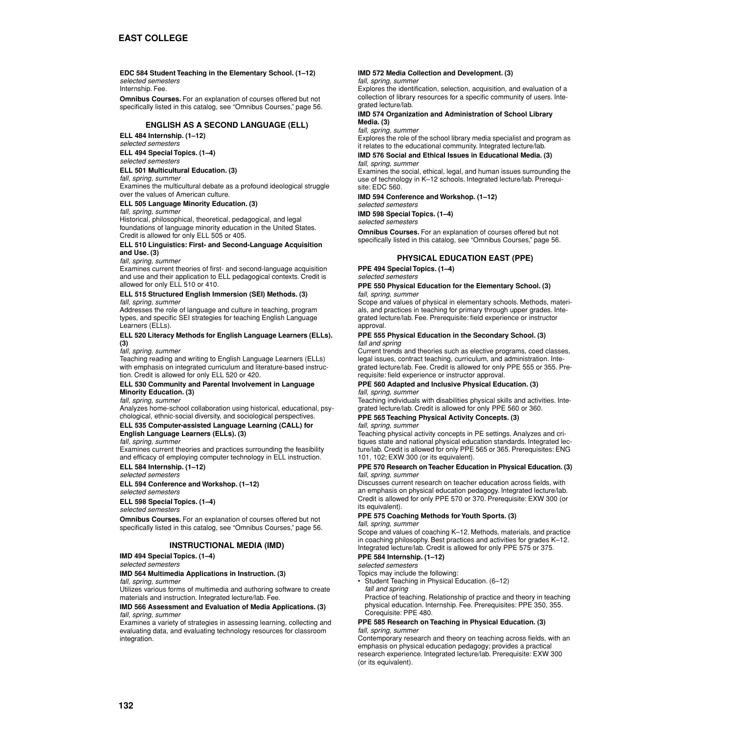**EDC 584 Student Teaching in the Elementary School. (1–12)**
*selected semesters*
Internship. Fee.

**Omnibus Courses.** For an explanation of courses offered but not specifically listed in this catalog, see "Omnibus Courses," page 56.

## ENGLISH AS A SECOND LANGUAGE (ELL)

**ELL 484 Internship. (1–12)**
*selected semesters*

**ELL 494 Special Topics. (1–4)**
*selected semesters*

**ELL 501 Multicultural Education. (3)**
*fall, spring, summer*
Examines the multicultural debate as a profound ideological struggle over the values of American culture.

**ELL 505 Language Minority Education. (3)**
*fall, spring, summer*
Historical, philosophical, theoretical, pedagogical, and legal foundations of language minority education in the United States. Credit is allowed for only ELL 505 or 405.

**ELL 510 Linguistics: First- and Second-Language Acquisition and Use. (3)**
*fall, spring, summer*
Examines current theories of first- and second-language acquisition and use and their application to ELL pedagogical contexts. Credit is allowed for only ELL 510 or 410.

**ELL 515 Structured English Immersion (SEI) Methods. (3)**
*fall, spring, summer*
Addresses the role of language and culture in teaching, program types, and specific SEI strategies for teaching English Language Learners (ELLs).

**ELL 520 Literacy Methods for English Language Learners (ELLs). (3)**
*fall, spring, summer*
Teaching reading and writing to English Language Learners (ELLs) with emphasis on integrated curriculum and literature-based instruction. Credit is allowed for only ELL 520 or 420.

**ELL 530 Community and Parental Involvement in Language Minority Education. (3)**
*fall, spring, summer*
Analyzes home-school collaboration using historical, educational, psychological, ethnic-social diversity, and sociological perspectives.

**ELL 535 Computer-assisted Language Learning (CALL) for English Language Learners (ELLs). (3)**
*fall, spring, summer*
Examines current theories and practices surrounding the feasibility and efficacy of employing computer technology in ELL instruction.

**ELL 584 Internship. (1–12)**
*selected semesters*

**ELL 594 Conference and Workshop. (1–12)**
*selected semesters*

**ELL 598 Special Topics. (1–4)**
*selected semesters*

**Omnibus Courses.** For an explanation of courses offered but not specifically listed in this catalog, see "Omnibus Courses," page 56.

## INSTRUCTIONAL MEDIA (IMD)

**IMD 494 Special Topics. (1–4)**
*selected semesters*

**IMD 564 Multimedia Applications in Instruction. (3)**
*fall, spring, summer*
Utilizes various forms of multimedia and authoring software to create materials and instruction. Integrated lecture/lab. Fee.

**IMD 566 Assessment and Evaluation of Media Applications. (3)**
*fall, spring, summer*
Examines a variety of strategies in assessing learning, collecting and evaluating data, and evaluating technology resources for classroom integration.

**IMD 572 Media Collection and Development. (3)**
*fall, spring, summer*
Explores the identification, selection, acquisition, and evaluation of a collection of library resources for a specific community of users. Integrated lecture/lab.

**IMD 574 Organization and Administration of School Library Media. (3)**
*fall, spring, summer*
Explores the role of the school library media specialist and program as it relates to the educational community. Integrated lecture/lab.

**IMD 576 Social and Ethical Issues in Educational Media. (3)**
*fall, spring, summer*
Examines the social, ethical, legal, and human issues surrounding the use of technology in K–12 schools. Integrated lecture/lab. Prerequisite: EDC 560.

**IMD 594 Conference and Workshop. (1–12)**
*selected semesters*

**IMD 598 Special Topics. (1–4)**
*selected semesters*

**Omnibus Courses.** For an explanation of courses offered but not specifically listed in this catalog, see "Omnibus Courses," page 56.

## PHYSICAL EDUCATION EAST (PPE)

**PPE 494 Special Topics. (1–4)**
*selected semesters*

**PPE 550 Physical Education for the Elementary School. (3)**
*fall, spring, summer*
Scope and values of physical in elementary schools. Methods, materials, and practices in teaching for primary through upper grades. Integrated lecture/lab. Fee. Prerequisite: field experience or instructor approval.

**PPE 555 Physical Education in the Secondary School. (3)**
*fall and spring*
Current trends and theories such as elective programs, coed classes, legal issues, contract teaching, curriculum, and administration. Integrated lecture/lab. Fee. Credit is allowed for only PPE 555 or 355. Prerequisite: field experience or instructor approval.

**PPE 560 Adapted and Inclusive Physical Education. (3)**
*fall, spring, summer*
Teaching individuals with disabilities physical skills and activities. Integrated lecture/lab. Credit is allowed for only PPE 560 or 360.

**PPE 565 Teaching Physical Activity Concepts. (3)**
*fall, spring, summer*
Teaching physical activity concepts in PE settings. Analyzes and critiques state and national physical education standards. Integrated lecture/lab. Credit is allowed for only PPE 565 or 365. Prerequisites: ENG 101, 102; EXW 300 (or its equivalent).

**PPE 570 Research on Teacher Education in Physical Education. (3)**
*fall, spring, summer*
Discusses current research on teacher education across fields, with an emphasis on physical education pedagogy. Integrated lecture/lab. Credit is allowed for only PPE 570 or 370. Prerequisite: EXW 300 (or its equivalent).

**PPE 575 Coaching Methods for Youth Sports. (3)**
*fall, spring, summer*
Scope and values of coaching K–12. Methods, materials, and practice in coaching philosophy. Best practices and activities for grades K–12. Integrated lecture/lab. Credit is allowed for only PPE 575 or 375.

**PPE 584 Internship. (1–12)**
*selected semesters*
Topics may include the following:

- Student Teaching in Physical Education. (6–12)
  *fall and spring*
  Practice of teaching. Relationship of practice and theory in teaching physical education. Internship. Fee. Prerequisites: PPE 350, 355. Corequisite: PPE 480.

**PPE 585 Research on Teaching in Physical Education. (3)**
*fall, spring, summer*
Contemporary research and theory on teaching across fields, with an emphasis on physical education pedagogy; provides a practical research experience. Integrated lecture/lab. Prerequisite: EXW 300 (or its equivalent).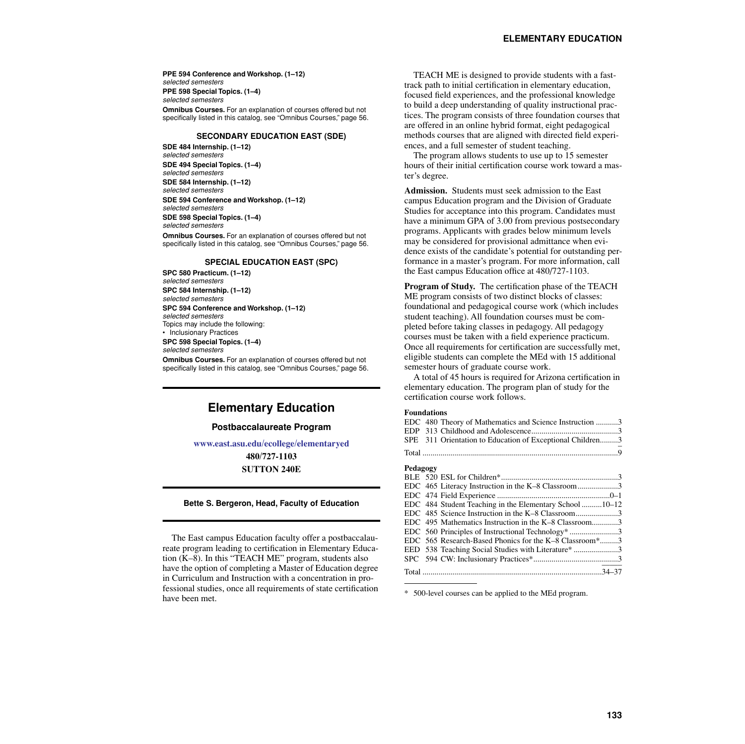**PPE 594 Conference and Workshop. (1–12)**
*selected semesters*

**PPE 598 Special Topics. (1–4)**
*selected semesters*

**Omnibus Courses.** For an explanation of courses offered but not specifically listed in this catalog, see "Omnibus Courses," page 56.

### SECONDARY EDUCATION EAST (SDE)

**SDE 484 Internship. (1–12)**
*selected semesters*

**SDE 494 Special Topics. (1–4)**
*selected semesters*

**SDE 584 Internship. (1–12)**
*selected semesters*

**SDE 594 Conference and Workshop. (1–12)**
*selected semesters*

**SDE 598 Special Topics. (1–4)**
*selected semesters*

**Omnibus Courses.** For an explanation of courses offered but not specifically listed in this catalog, see "Omnibus Courses," page 56.

### SPECIAL EDUCATION EAST (SPC)

**SPC 580 Practicum. (1–12)**
*selected semesters*

**SPC 584 Internship. (1–12)**
*selected semesters*

**SPC 594 Conference and Workshop. (1–12)**
*selected semesters*
Topics may include the following:
- Inclusionary Practices

**SPC 598 Special Topics. (1–4)**
*selected semesters*

**Omnibus Courses.** For an explanation of courses offered but not specifically listed in this catalog, see "Omnibus Courses," page 56.

# Elementary Education

## Postbaccalaureate Program

www.east.asu.edu/ecollege/elementaryed
**480/727-1103**
**SUTTON 240E**

**Bette S. Bergeron, Head, Faculty of Education**

The East campus Education faculty offer a postbaccalaureate program leading to certification in Elementary Education (K–8). In this "TEACH ME" program, students also have the option of completing a Master of Education degree in Curriculum and Instruction with a concentration in professional studies, once all requirements of state certification have been met.

TEACH ME is designed to provide students with a fast-track path to initial certification in elementary education, focused field experiences, and the professional knowledge to build a deep understanding of quality instructional practices. The program consists of three foundation courses that are offered in an online hybrid format, eight pedagogical methods courses that are aligned with directed field experiences, and a full semester of student teaching.

The program allows students to use up to 15 semester hours of their initial certification course work toward a master's degree.

**Admission.** Students must seek admission to the East campus Education program and the Division of Graduate Studies for acceptance into this program. Candidates must have a minimum GPA of 3.00 from previous postsecondary programs. Applicants with grades below minimum levels may be considered for provisional admittance when evidence exists of the candidate's potential for outstanding performance in a master's program. For more information, call the East campus Education office at 480/727-1103.

**Program of Study.** The certification phase of the TEACH ME program consists of two distinct blocks of classes: foundational and pedagogical course work (which includes student teaching). All foundation courses must be completed before taking classes in pedagogy. All pedagogy courses must be taken with a field experience practicum. Once all requirements for certification are successfully met, eligible students can complete the MEd with 15 additional semester hours of graduate course work.

A total of 45 hours is required for Arizona certification in elementary education. The program plan of study for the certification course work follows.

**Foundations**

| Course | Title | Hours |
|---|---|---|
| EDC 480 | Theory of Mathematics and Science Instruction | 3 |
| EDP 313 | Childhood and Adolescence | 3 |
| SPE 311 | Orientation to Education of Exceptional Children | 3 |
| Total | | 9 |

**Pedagogy**

| Course | Title | Hours |
|---|---|---|
| BLE 520 | ESL for Children* | 3 |
| EDC 465 | Literacy Instruction in the K–8 Classroom | 3 |
| EDC 474 | Field Experience | 0–1 |
| EDC 484 | Student Teaching in the Elementary School | 10–12 |
| EDC 485 | Science Instruction in the K–8 Classroom | 3 |
| EDC 495 | Mathematics Instruction in the K–8 Classroom | 3 |
| EDC 560 | Principles of Instructional Technology* | 3 |
| EDC 565 | Research-Based Phonics for the K–8 Classroom* | 3 |
| EED 538 | Teaching Social Studies with Literature* | 3 |
| SPC 594 | CW: Inclusionary Practices* | 3 |
| Total | | 34–37 |

\* 500-level courses can be applied to the MEd program.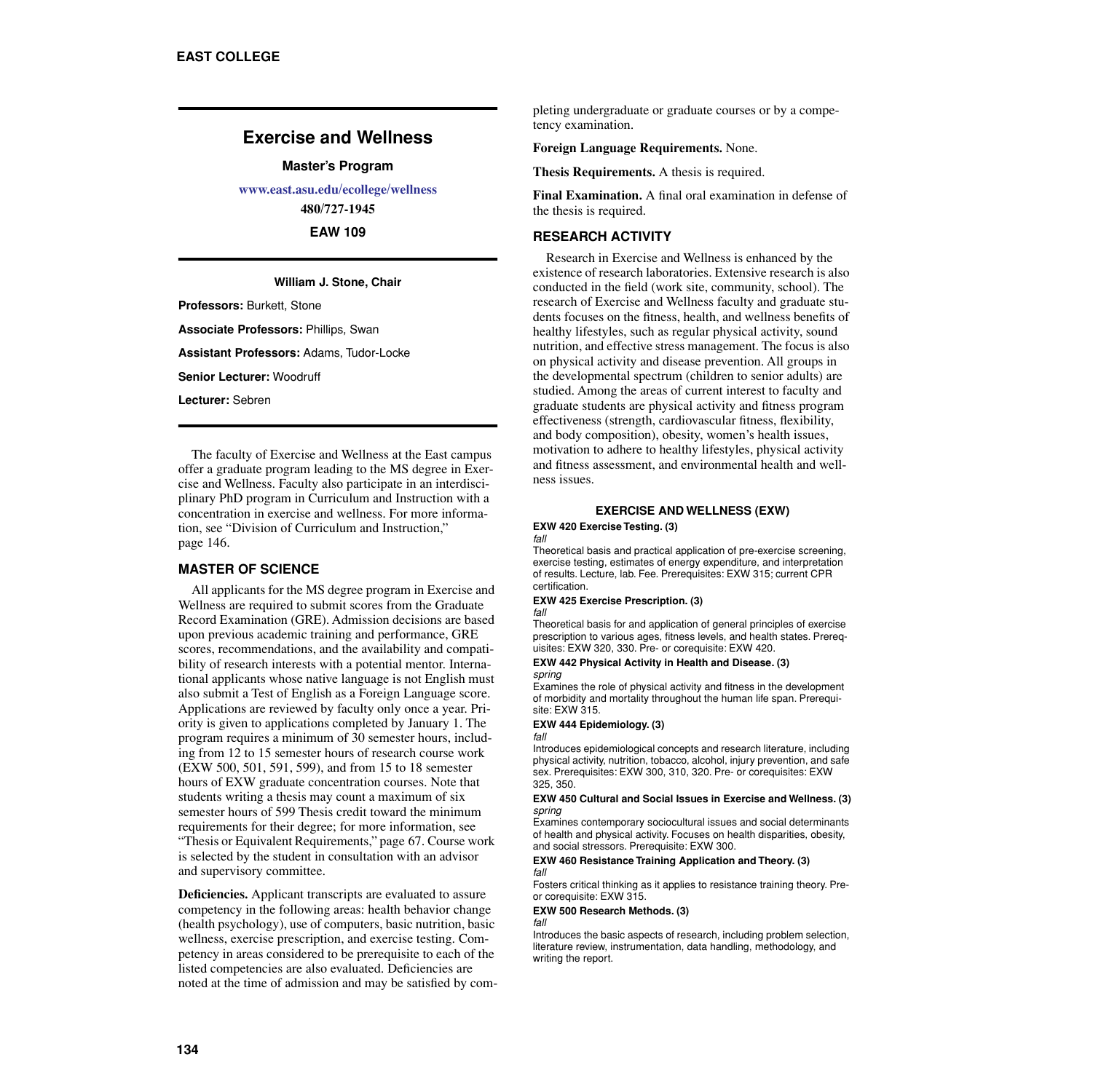# Exercise and Wellness

**Master's Program**

**www.east.asu.edu/ecollege/wellness**

**480/727-1945**

**EAW 109**

**William J. Stone, Chair**

**Professors:** Burkett, Stone

**Associate Professors:** Phillips, Swan

**Assistant Professors:** Adams, Tudor-Locke

**Senior Lecturer:** Woodruff

**Lecturer:** Sebren

The faculty of Exercise and Wellness at the East campus offer a graduate program leading to the MS degree in Exercise and Wellness. Faculty also participate in an interdisciplinary PhD program in Curriculum and Instruction with a concentration in exercise and wellness. For more information, see "Division of Curriculum and Instruction," page 146.

## MASTER OF SCIENCE

All applicants for the MS degree program in Exercise and Wellness are required to submit scores from the Graduate Record Examination (GRE). Admission decisions are based upon previous academic training and performance, GRE scores, recommendations, and the availability and compatibility of research interests with a potential mentor. International applicants whose native language is not English must also submit a Test of English as a Foreign Language score. Applications are reviewed by faculty only once a year. Priority is given to applications completed by January 1. The program requires a minimum of 30 semester hours, including from 12 to 15 semester hours of research course work (EXW 500, 501, 591, 599), and from 15 to 18 semester hours of EXW graduate concentration courses. Note that students writing a thesis may count a maximum of six semester hours of 599 Thesis credit toward the minimum requirements for their degree; for more information, see "Thesis or Equivalent Requirements," page 67. Course work is selected by the student in consultation with an advisor and supervisory committee.

**Deficiencies.** Applicant transcripts are evaluated to assure competency in the following areas: health behavior change (health psychology), use of computers, basic nutrition, basic wellness, exercise prescription, and exercise testing. Competency in areas considered to be prerequisite to each of the listed competencies are also evaluated. Deficiencies are noted at the time of admission and may be satisfied by completing undergraduate or graduate courses or by a competency examination.

**Foreign Language Requirements.** None.

**Thesis Requirements.** A thesis is required.

**Final Examination.** A final oral examination in defense of the thesis is required.

## RESEARCH ACTIVITY

Research in Exercise and Wellness is enhanced by the existence of research laboratories. Extensive research is also conducted in the field (work site, community, school). The research of Exercise and Wellness faculty and graduate students focuses on the fitness, health, and wellness benefits of healthy lifestyles, such as regular physical activity, sound nutrition, and effective stress management. The focus is also on physical activity and disease prevention. All groups in the developmental spectrum (children to senior adults) are studied. Among the areas of current interest to faculty and graduate students are physical activity and fitness program effectiveness (strength, cardiovascular fitness, flexibility, and body composition), obesity, women's health issues, motivation to adhere to healthy lifestyles, physical activity and fitness assessment, and environmental health and wellness issues.

### EXERCISE AND WELLNESS (EXW)

**EXW 420 Exercise Testing. (3)**
*fall*
Theoretical basis and practical application of pre-exercise screening, exercise testing, estimates of energy expenditure, and interpretation of results. Lecture, lab. Fee. Prerequisites: EXW 315; current CPR certification.

**EXW 425 Exercise Prescription. (3)**
*fall*
Theoretical basis for and application of general principles of exercise prescription to various ages, fitness levels, and health states. Prerequisites: EXW 320, 330. Pre- or corequisite: EXW 420.

**EXW 442 Physical Activity in Health and Disease. (3)**
*spring*
Examines the role of physical activity and fitness in the development of morbidity and mortality throughout the human life span. Prerequisite: EXW 315.

**EXW 444 Epidemiology. (3)**
*fall*
Introduces epidemiological concepts and research literature, including physical activity, nutrition, tobacco, alcohol, injury prevention, and safe sex. Prerequisites: EXW 300, 310, 320. Pre- or corequisites: EXW 325, 350.

**EXW 450 Cultural and Social Issues in Exercise and Wellness. (3)**
*spring*
Examines contemporary sociocultural issues and social determinants of health and physical activity. Focuses on health disparities, obesity, and social stressors. Prerequisite: EXW 300.

**EXW 460 Resistance Training Application and Theory. (3)**
*fall*
Fosters critical thinking as it applies to resistance training theory. Pre- or corequisite: EXW 315.

**EXW 500 Research Methods. (3)**
*fall*
Introduces the basic aspects of research, including problem selection, literature review, instrumentation, data handling, methodology, and writing the report.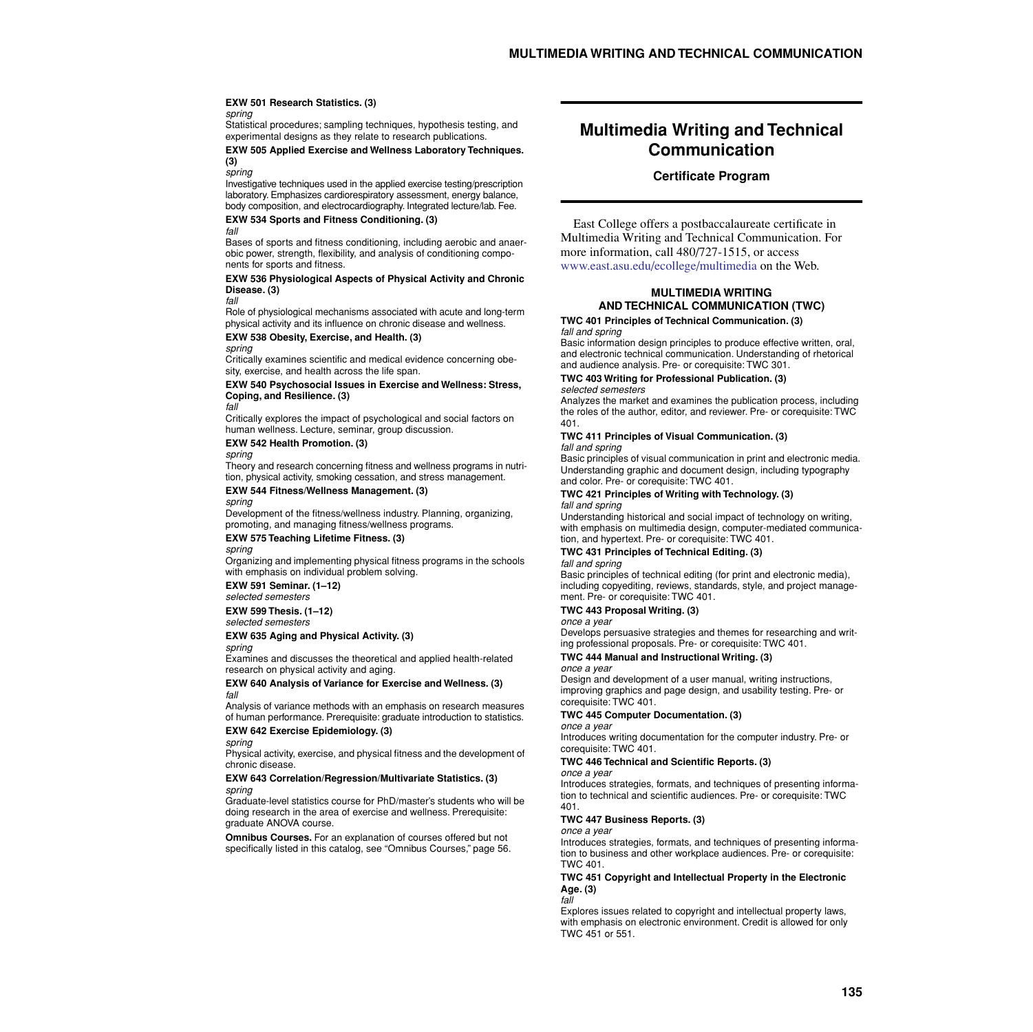**EXW 501 Research Statistics. (3)**
*spring*
Statistical procedures; sampling techniques, hypothesis testing, and experimental designs as they relate to research publications.

**EXW 505 Applied Exercise and Wellness Laboratory Techniques. (3)**
*spring*
Investigative techniques used in the applied exercise testing/prescription laboratory. Emphasizes cardiorespiratory assessment, energy balance, body composition, and electrocardiography. Integrated lecture/lab. Fee.

**EXW 534 Sports and Fitness Conditioning. (3)**
*fall*
Bases of sports and fitness conditioning, including aerobic and anaerobic power, strength, flexibility, and analysis of conditioning components for sports and fitness.

**EXW 536 Physiological Aspects of Physical Activity and Chronic Disease. (3)**
*fall*
Role of physiological mechanisms associated with acute and long-term physical activity and its influence on chronic disease and wellness.

**EXW 538 Obesity, Exercise, and Health. (3)**
*spring*
Critically examines scientific and medical evidence concerning obesity, exercise, and health across the life span.

**EXW 540 Psychosocial Issues in Exercise and Wellness: Stress, Coping, and Resilience. (3)**
*fall*
Critically explores the impact of psychological and social factors on human wellness. Lecture, seminar, group discussion.

**EXW 542 Health Promotion. (3)**
*spring*
Theory and research concerning fitness and wellness programs in nutrition, physical activity, smoking cessation, and stress management.

**EXW 544 Fitness/Wellness Management. (3)**
*spring*
Development of the fitness/wellness industry. Planning, organizing, promoting, and managing fitness/wellness programs.

**EXW 575 Teaching Lifetime Fitness. (3)**
*spring*
Organizing and implementing physical fitness programs in the schools with emphasis on individual problem solving.

**EXW 591 Seminar. (1–12)**
*selected semesters*

**EXW 599 Thesis. (1–12)**
*selected semesters*

**EXW 635 Aging and Physical Activity. (3)**
*spring*
Examines and discusses the theoretical and applied health-related research on physical activity and aging.

**EXW 640 Analysis of Variance for Exercise and Wellness. (3)**
*fall*
Analysis of variance methods with an emphasis on research measures of human performance. Prerequisite: graduate introduction to statistics.

**EXW 642 Exercise Epidemiology. (3)**
*spring*
Physical activity, exercise, and physical fitness and the development of chronic disease.

**EXW 643 Correlation/Regression/Multivariate Statistics. (3)**
*spring*
Graduate-level statistics course for PhD/master's students who will be doing research in the area of exercise and wellness. Prerequisite: graduate ANOVA course.

**Omnibus Courses.** For an explanation of courses offered but not specifically listed in this catalog, see "Omnibus Courses," page 56.

# Multimedia Writing and Technical Communication

### Certificate Program

East College offers a postbaccalaureate certificate in Multimedia Writing and Technical Communication. For more information, call 480/727-1515, or access www.east.asu.edu/ecollege/multimedia on the Web.

## MULTIMEDIA WRITING AND TECHNICAL COMMUNICATION (TWC)

**TWC 401 Principles of Technical Communication. (3)**
*fall and spring*
Basic information design principles to produce effective written, oral, and electronic technical communication. Understanding of rhetorical and audience analysis. Pre- or corequisite: TWC 301.

**TWC 403 Writing for Professional Publication. (3)**
*selected semesters*
Analyzes the market and examines the publication process, including the roles of the author, editor, and reviewer. Pre- or corequisite: TWC 401.

**TWC 411 Principles of Visual Communication. (3)**
*fall and spring*
Basic principles of visual communication in print and electronic media. Understanding graphic and document design, including typography and color. Pre- or corequisite: TWC 401.

**TWC 421 Principles of Writing with Technology. (3)**
*fall and spring*
Understanding historical and social impact of technology on writing, with emphasis on multimedia design, computer-mediated communication, and hypertext. Pre- or corequisite: TWC 401.

**TWC 431 Principles of Technical Editing. (3)**
*fall and spring*
Basic principles of technical editing (for print and electronic media), including copyediting, reviews, standards, style, and project management. Pre- or corequisite: TWC 401.

**TWC 443 Proposal Writing. (3)**
*once a year*
Develops persuasive strategies and themes for researching and writing professional proposals. Pre- or corequisite: TWC 401.

**TWC 444 Manual and Instructional Writing. (3)**
*once a year*
Design and development of a user manual, writing instructions, improving graphics and page design, and usability testing. Pre- or corequisite: TWC 401.

**TWC 445 Computer Documentation. (3)**
*once a year*
Introduces writing documentation for the computer industry. Pre- or corequisite: TWC 401.

**TWC 446 Technical and Scientific Reports. (3)**
*once a year*
Introduces strategies, formats, and techniques of presenting information to technical and scientific audiences. Pre- or corequisite: TWC 401.

**TWC 447 Business Reports. (3)**
*once a year*
Introduces strategies, formats, and techniques of presenting information to business and other workplace audiences. Pre- or corequisite: TWC 401.

**TWC 451 Copyright and Intellectual Property in the Electronic Age. (3)**
*fall*
Explores issues related to copyright and intellectual property laws, with emphasis on electronic environment. Credit is allowed for only TWC 451 or 551.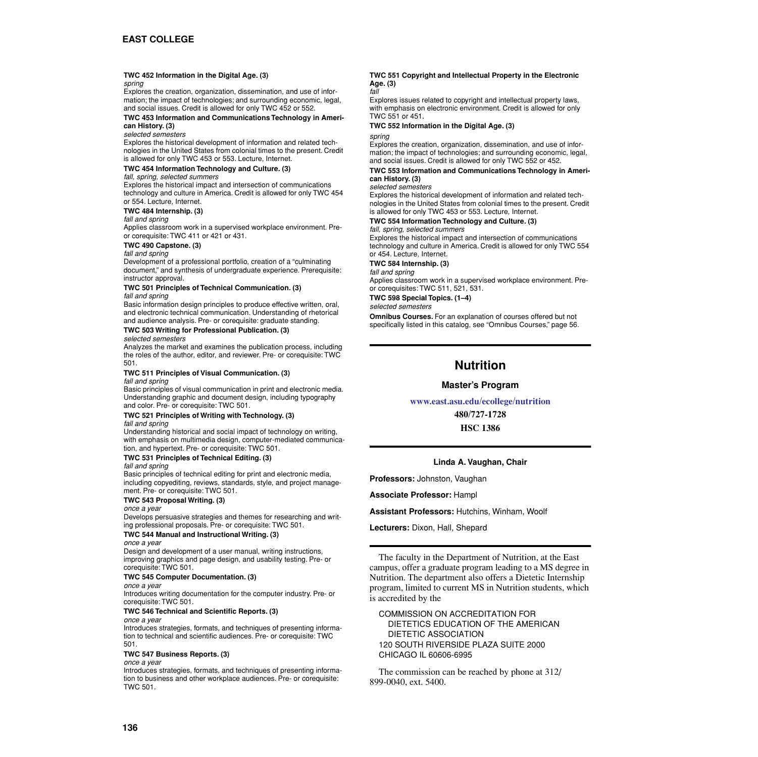**TWC 452 Information in the Digital Age. (3)**
*spring*
Explores the creation, organization, dissemination, and use of information; the impact of technologies; and surrounding economic, legal, and social issues. Credit is allowed for only TWC 452 or 552.

**TWC 453 Information and Communications Technology in American History. (3)**
*selected semesters*
Explores the historical development of information and related technologies in the United States from colonial times to the present. Credit is allowed for only TWC 453 or 553. Lecture, Internet.

**TWC 454 Information Technology and Culture. (3)**
*fall, spring, selected summers*
Explores the historical impact and intersection of communications technology and culture in America. Credit is allowed for only TWC 454 or 554. Lecture, Internet.

**TWC 484 Internship. (3)**
*fall and spring*
Applies classroom work in a supervised workplace environment. Pre- or corequisite: TWC 411 or 421 or 431.

**TWC 490 Capstone. (3)**
*fall and spring*
Development of a professional portfolio, creation of a "culminating document," and synthesis of undergraduate experience. Prerequisite: instructor approval.

**TWC 501 Principles of Technical Communication. (3)**
*fall and spring*
Basic information design principles to produce effective written, oral, and electronic technical communication. Understanding of rhetorical and audience analysis. Pre- or corequisite: graduate standing.

**TWC 503 Writing for Professional Publication. (3)**
*selected semesters*
Analyzes the market and examines the publication process, including the roles of the author, editor, and reviewer. Pre- or corequisite: TWC 501.

**TWC 511 Principles of Visual Communication. (3)**
*fall and spring*
Basic principles of visual communication in print and electronic media. Understanding graphic and document design, including typography and color. Pre- or corequisite: TWC 501.

**TWC 521 Principles of Writing with Technology. (3)**
*fall and spring*
Understanding historical and social impact of technology on writing, with emphasis on multimedia design, computer-mediated communication, and hypertext. Pre- or corequisite: TWC 501.

**TWC 531 Principles of Technical Editing. (3)**
*fall and spring*
Basic principles of technical editing for print and electronic media, including copyediting, reviews, standards, style, and project management. Pre- or corequisite: TWC 501.

**TWC 543 Proposal Writing. (3)**
*once a year*
Develops persuasive strategies and themes for researching and writing professional proposals. Pre- or corequisite: TWC 501.

**TWC 544 Manual and Instructional Writing. (3)**
*once a year*
Design and development of a user manual, writing instructions, improving graphics and page design, and usability testing. Pre- or corequisite: TWC 501.

**TWC 545 Computer Documentation. (3)**
*once a year*
Introduces writing documentation for the computer industry. Pre- or corequisite: TWC 501.

**TWC 546 Technical and Scientific Reports. (3)**
*once a year*
Introduces strategies, formats, and techniques of presenting information to technical and scientific audiences. Pre- or corequisite: TWC 501.

**TWC 547 Business Reports. (3)**
*once a year*
Introduces strategies, formats, and techniques of presenting information to business and other workplace audiences. Pre- or corequisite: TWC 501.

**TWC 551 Copyright and Intellectual Property in the Electronic Age. (3)**
*fall*
Explores issues related to copyright and intellectual property laws, with emphasis on electronic environment. Credit is allowed for only TWC 551 or 451.

**TWC 552 Information in the Digital Age. (3)**
*spring*
Explores the creation, organization, dissemination, and use of information; the impact of technologies; and surrounding economic, legal, and social issues. Credit is allowed for only TWC 552 or 452.

**TWC 553 Information and Communications Technology in American History. (3)**
*selected semesters*
Explores the historical development of information and related technologies in the United States from colonial times to the present. Credit is allowed for only TWC 453 or 553. Lecture, Internet.

**TWC 554 Information Technology and Culture. (3)**
*fall, spring, selected summers*
Explores the historical impact and intersection of communications technology and culture in America. Credit is allowed for only TWC 554 or 454. Lecture, Internet.

**TWC 584 Internship. (3)**
*fall and spring*
Applies classroom work in a supervised workplace environment. Pre- or corequisites: TWC 511, 521, 531.

**TWC 598 Special Topics. (1–4)**
*selected semesters*

**Omnibus Courses.** For an explanation of courses offered but not specifically listed in this catalog, see "Omnibus Courses," page 56.

## Nutrition

### Master's Program

www.east.asu.edu/ecollege/nutrition

480/727-1728

HSC 1386

**Linda A. Vaughan, Chair**

**Professors:** Johnston, Vaughan

**Associate Professor:** Hampl

**Assistant Professors:** Hutchins, Winham, Woolf

**Lecturers:** Dixon, Hall, Shepard

The faculty in the Department of Nutrition, at the East campus, offer a graduate program leading to a MS degree in Nutrition. The department also offers a Dietetic Internship program, limited to current MS in Nutrition students, which is accredited by the

COMMISSION ON ACCREDITATION FOR
DIETETICS EDUCATION OF THE AMERICAN
DIETETIC ASSOCIATION
120 SOUTH RIVERSIDE PLAZA SUITE 2000
CHICAGO IL 60606-6995

The commission can be reached by phone at 312/899-0040, ext. 5400.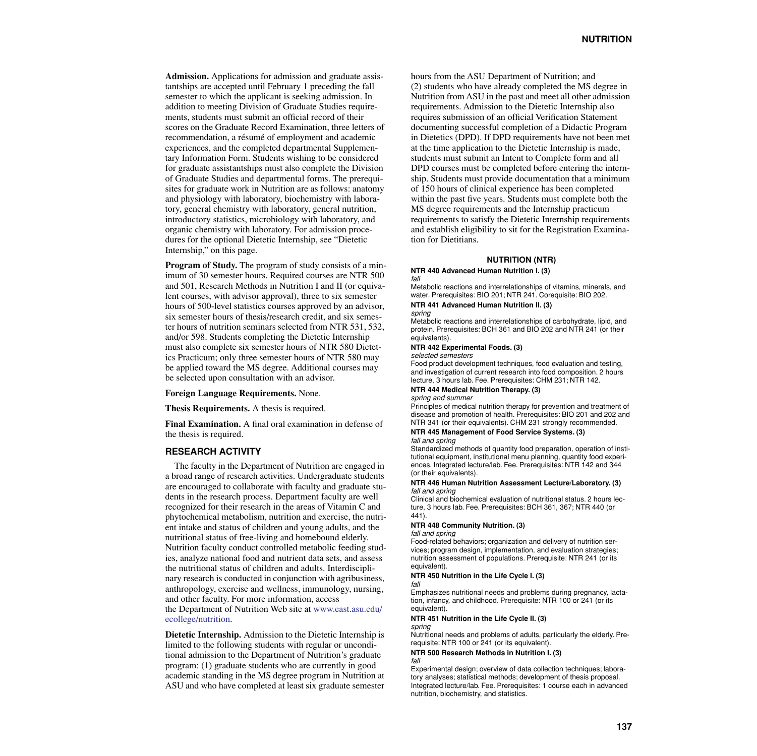**Admission.** Applications for admission and graduate assistantships are accepted until February 1 preceding the fall semester to which the applicant is seeking admission. In addition to meeting Division of Graduate Studies requirements, students must submit an official record of their scores on the Graduate Record Examination, three letters of recommendation, a résumé of employment and academic experiences, and the completed departmental Supplementary Information Form. Students wishing to be considered for graduate assistantships must also complete the Division of Graduate Studies and departmental forms. The prerequisites for graduate work in Nutrition are as follows: anatomy and physiology with laboratory, biochemistry with laboratory, general chemistry with laboratory, general nutrition, introductory statistics, microbiology with laboratory, and organic chemistry with laboratory. For admission procedures for the optional Dietetic Internship, see "Dietetic Internship," on this page.

**Program of Study.** The program of study consists of a minimum of 30 semester hours. Required courses are NTR 500 and 501, Research Methods in Nutrition I and II (or equivalent courses, with advisor approval), three to six semester hours of 500-level statistics courses approved by an advisor, six semester hours of thesis/research credit, and six semester hours of nutrition seminars selected from NTR 531, 532, and/or 598. Students completing the Dietetic Internship must also complete six semester hours of NTR 580 Dietetics Practicum; only three semester hours of NTR 580 may be applied toward the MS degree. Additional courses may be selected upon consultation with an advisor.

**Foreign Language Requirements.** None.

**Thesis Requirements.** A thesis is required.

**Final Examination.** A final oral examination in defense of the thesis is required.

## RESEARCH ACTIVITY

The faculty in the Department of Nutrition are engaged in a broad range of research activities. Undergraduate students are encouraged to collaborate with faculty and graduate students in the research process. Department faculty are well recognized for their research in the areas of Vitamin C and phytochemical metabolism, nutrition and exercise, the nutrient intake and status of children and young adults, and the nutritional status of free-living and homebound elderly. Nutrition faculty conduct controlled metabolic feeding studies, analyze national food and nutrient data sets, and assess the nutritional status of children and adults. Interdisciplinary research is conducted in conjunction with agribusiness, anthropology, exercise and wellness, immunology, nursing, and other faculty. For more information, access the Department of Nutrition Web site at www.east.asu.edu/ecollege/nutrition.

**Dietetic Internship.** Admission to the Dietetic Internship is limited to the following students with regular or unconditional admission to the Department of Nutrition's graduate program: (1) graduate students who are currently in good academic standing in the MS degree program in Nutrition at ASU and who have completed at least six graduate semester hours from the ASU Department of Nutrition; and (2) students who have already completed the MS degree in Nutrition from ASU in the past and meet all other admission requirements. Admission to the Dietetic Internship also requires submission of an official Verification Statement documenting successful completion of a Didactic Program in Dietetics (DPD). If DPD requirements have not been met at the time application to the Dietetic Internship is made, students must submit an Intent to Complete form and all DPD courses must be completed before entering the internship. Students must provide documentation that a minimum of 150 hours of clinical experience has been completed within the past five years. Students must complete both the MS degree requirements and the Internship practicum requirements to satisfy the Dietetic Internship requirements and establish eligibility to sit for the Registration Examination for Dietitians.

## NUTRITION (NTR)

**NTR 440 Advanced Human Nutrition I. (3)**
*fall*
Metabolic reactions and interrelationships of vitamins, minerals, and water. Prerequisites: BIO 201; NTR 241. Corequisite: BIO 202.

**NTR 441 Advanced Human Nutrition II. (3)**
*spring*
Metabolic reactions and interrelationships of carbohydrate, lipid, and protein. Prerequisites: BCH 361 and BIO 202 and NTR 241 (or their equivalents).

**NTR 442 Experimental Foods. (3)**
*selected semesters*
Food product development techniques, food evaluation and testing, and investigation of current research into food composition. 2 hours lecture, 3 hours lab. Fee. Prerequisites: CHM 231; NTR 142.

**NTR 444 Medical Nutrition Therapy. (3)**
*spring and summer*
Principles of medical nutrition therapy for prevention and treatment of disease and promotion of health. Prerequisites: BIO 201 and 202 and NTR 341 (or their equivalents). CHM 231 strongly recommended.

**NTR 445 Management of Food Service Systems. (3)**
*fall and spring*
Standardized methods of quantity food preparation, operation of institutional equipment, institutional menu planning, quantity food experiences. Integrated lecture/lab. Fee. Prerequisites: NTR 142 and 344 (or their equivalents).

**NTR 446 Human Nutrition Assessment Lecture/Laboratory. (3)**
*fall and spring*
Clinical and biochemical evaluation of nutritional status. 2 hours lecture, 3 hours lab. Fee. Prerequisites: BCH 361, 367; NTR 440 (or 441).

**NTR 448 Community Nutrition. (3)**
*fall and spring*
Food-related behaviors; organization and delivery of nutrition services; program design, implementation, and evaluation strategies; nutrition assessment of populations. Prerequisite: NTR 241 (or its equivalent).

**NTR 450 Nutrition in the Life Cycle I. (3)**
*fall*
Emphasizes nutritional needs and problems during pregnancy, lactation, infancy, and childhood. Prerequisite: NTR 100 or 241 (or its equivalent).

**NTR 451 Nutrition in the Life Cycle II. (3)**
*spring*
Nutritional needs and problems of adults, particularly the elderly. Prerequisite: NTR 100 or 241 (or its equivalent).

**NTR 500 Research Methods in Nutrition I. (3)**
*fall*
Experimental design; overview of data collection techniques; laboratory analyses; statistical methods; development of thesis proposal. Integrated lecture/lab. Fee. Prerequisites: 1 course each in advanced nutrition, biochemistry, and statistics.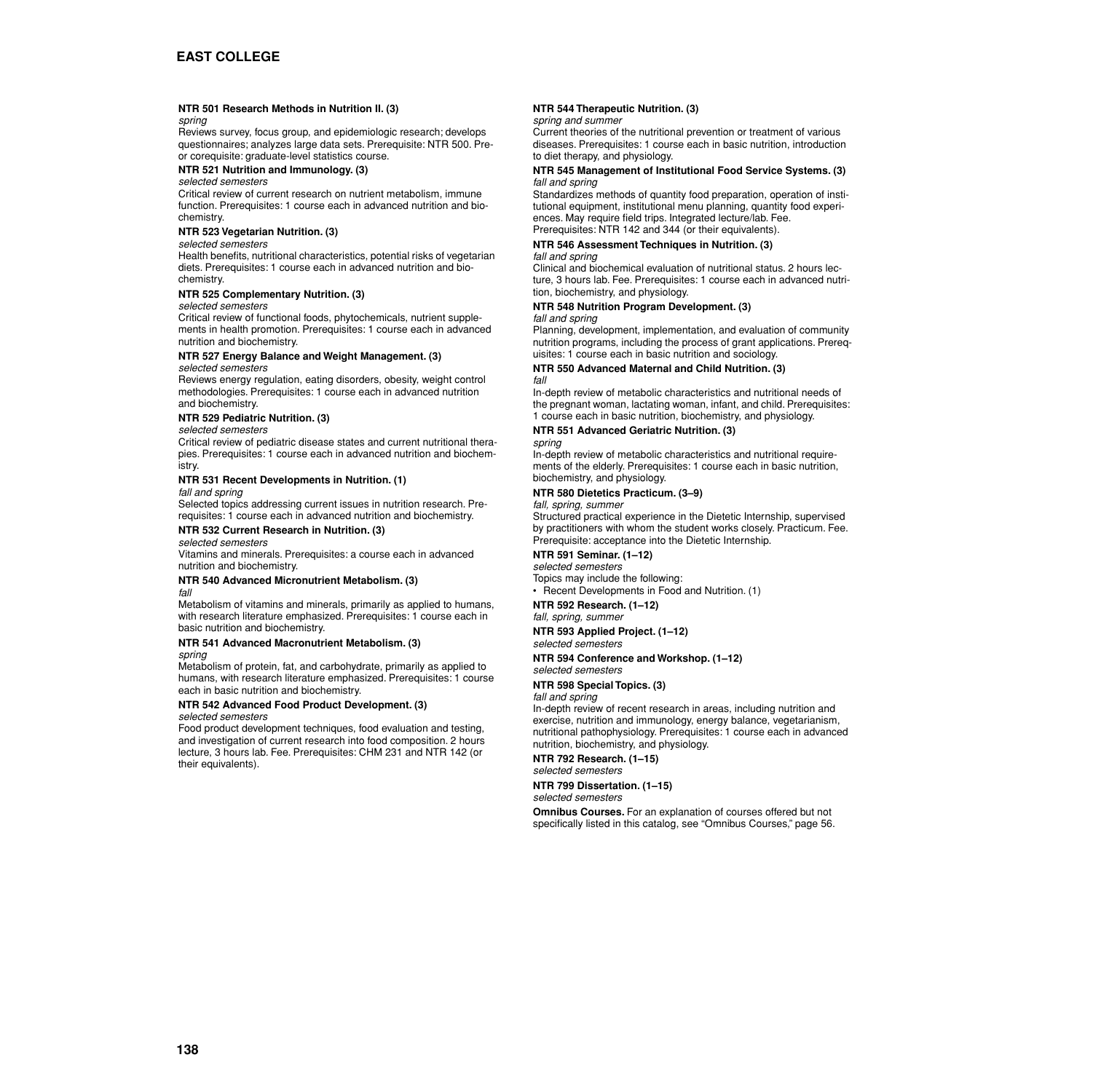**NTR 501 Research Methods in Nutrition II. (3)**
*spring*
Reviews survey, focus group, and epidemiologic research; develops questionnaires; analyzes large data sets. Prerequisite: NTR 500. Pre- or corequisite: graduate-level statistics course.

**NTR 521 Nutrition and Immunology. (3)**
*selected semesters*
Critical review of current research on nutrient metabolism, immune function. Prerequisites: 1 course each in advanced nutrition and biochemistry.

**NTR 523 Vegetarian Nutrition. (3)**
*selected semesters*
Health benefits, nutritional characteristics, potential risks of vegetarian diets. Prerequisites: 1 course each in advanced nutrition and biochemistry.

**NTR 525 Complementary Nutrition. (3)**
*selected semesters*
Critical review of functional foods, phytochemicals, nutrient supplements in health promotion. Prerequisites: 1 course each in advanced nutrition and biochemistry.

**NTR 527 Energy Balance and Weight Management. (3)**
*selected semesters*
Reviews energy regulation, eating disorders, obesity, weight control methodologies. Prerequisites: 1 course each in advanced nutrition and biochemistry.

**NTR 529 Pediatric Nutrition. (3)**
*selected semesters*
Critical review of pediatric disease states and current nutritional therapies. Prerequisites: 1 course each in advanced nutrition and biochemistry.

**NTR 531 Recent Developments in Nutrition. (1)**
*fall and spring*
Selected topics addressing current issues in nutrition research. Prerequisites: 1 course each in advanced nutrition and biochemistry.

**NTR 532 Current Research in Nutrition. (3)**
*selected semesters*
Vitamins and minerals. Prerequisites: a course each in advanced nutrition and biochemistry.

**NTR 540 Advanced Micronutrient Metabolism. (3)**
*fall*
Metabolism of vitamins and minerals, primarily as applied to humans, with research literature emphasized. Prerequisites: 1 course each in basic nutrition and biochemistry.

**NTR 541 Advanced Macronutrient Metabolism. (3)**
*spring*
Metabolism of protein, fat, and carbohydrate, primarily as applied to humans, with research literature emphasized. Prerequisites: 1 course each in basic nutrition and biochemistry.

**NTR 542 Advanced Food Product Development. (3)**
*selected semesters*
Food product development techniques, food evaluation and testing, and investigation of current research into food composition. 2 hours lecture, 3 hours lab. Fee. Prerequisites: CHM 231 and NTR 142 (or their equivalents).

**NTR 544 Therapeutic Nutrition. (3)**
*spring and summer*
Current theories of the nutritional prevention or treatment of various diseases. Prerequisites: 1 course each in basic nutrition, introduction to diet therapy, and physiology.

**NTR 545 Management of Institutional Food Service Systems. (3)**
*fall and spring*
Standardizes methods of quantity food preparation, operation of institutional equipment, institutional menu planning, quantity food experiences. May require field trips. Integrated lecture/lab. Fee. Prerequisites: NTR 142 and 344 (or their equivalents).

**NTR 546 Assessment Techniques in Nutrition. (3)**
*fall and spring*
Clinical and biochemical evaluation of nutritional status. 2 hours lecture, 3 hours lab. Fee. Prerequisites: 1 course each in advanced nutrition, biochemistry, and physiology.

**NTR 548 Nutrition Program Development. (3)**
*fall and spring*
Planning, development, implementation, and evaluation of community nutrition programs, including the process of grant applications. Prerequisites: 1 course each in basic nutrition and sociology.

**NTR 550 Advanced Maternal and Child Nutrition. (3)**
*fall*
In-depth review of metabolic characteristics and nutritional needs of the pregnant woman, lactating woman, infant, and child. Prerequisites: 1 course each in basic nutrition, biochemistry, and physiology.

**NTR 551 Advanced Geriatric Nutrition. (3)**
*spring*
In-depth review of metabolic characteristics and nutritional requirements of the elderly. Prerequisites: 1 course each in basic nutrition, biochemistry, and physiology.

**NTR 580 Dietetics Practicum. (3–9)**
*fall, spring, summer*
Structured practical experience in the Dietetic Internship, supervised by practitioners with whom the student works closely. Practicum. Fee. Prerequisite: acceptance into the Dietetic Internship.

**NTR 591 Seminar. (1–12)**
*selected semesters*
Topics may include the following:

- Recent Developments in Food and Nutrition. (1)

**NTR 592 Research. (1–12)**
*fall, spring, summer*

**NTR 593 Applied Project. (1–12)**
*selected semesters*

**NTR 594 Conference and Workshop. (1–12)**
*selected semesters*

**NTR 598 Special Topics. (3)**
*fall and spring*
In-depth review of recent research in areas, including nutrition and exercise, nutrition and immunology, energy balance, vegetarianism, nutritional pathophysiology. Prerequisites: 1 course each in advanced nutrition, biochemistry, and physiology.

**NTR 792 Research. (1–15)**
*selected semesters*

**NTR 799 Dissertation. (1–15)**
*selected semesters*

**Omnibus Courses.** For an explanation of courses offered but not specifically listed in this catalog, see "Omnibus Courses," page 56.